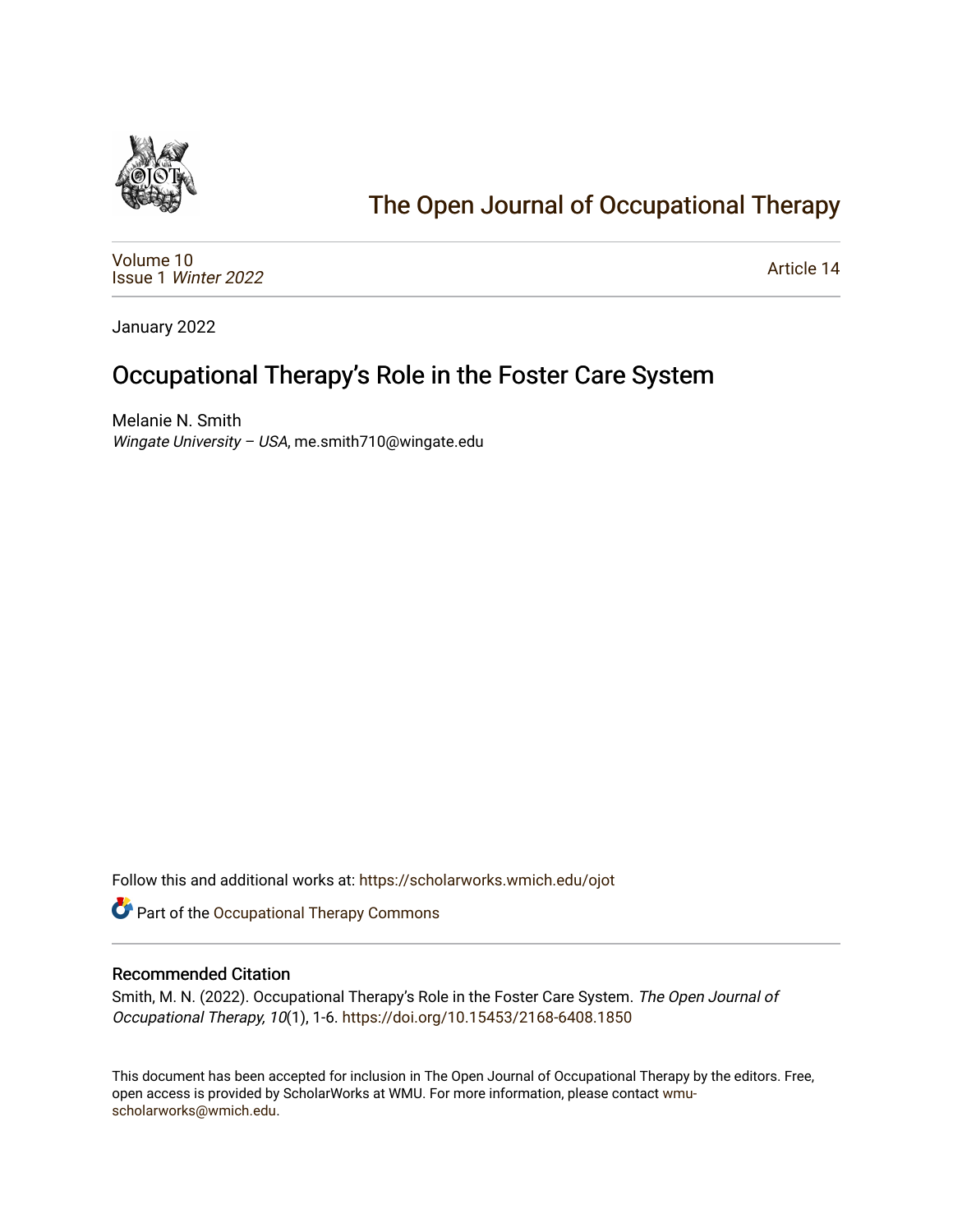# The Open Journal of Occupational Therapy

Volume 10
Issue 1 *Winter 2022*

Article 14

January 2022

## Occupational Therapy's Role in the Foster Care System

Melanie N. Smith
*Wingate University – USA*, me.smith710@wingate.edu

Follow this and additional works at: https://scholarworks.wmich.edu/ojot

Part of the Occupational Therapy Commons

### Recommended Citation

Smith, M. N. (2022). Occupational Therapy's Role in the Foster Care System. *The Open Journal of Occupational Therapy, 10*(1), 1-6. https://doi.org/10.15453/2168-6408.1850

This document has been accepted for inclusion in The Open Journal of Occupational Therapy by the editors. Free, open access is provided by ScholarWorks at WMU. For more information, please contact wmu-scholarworks@wmich.edu.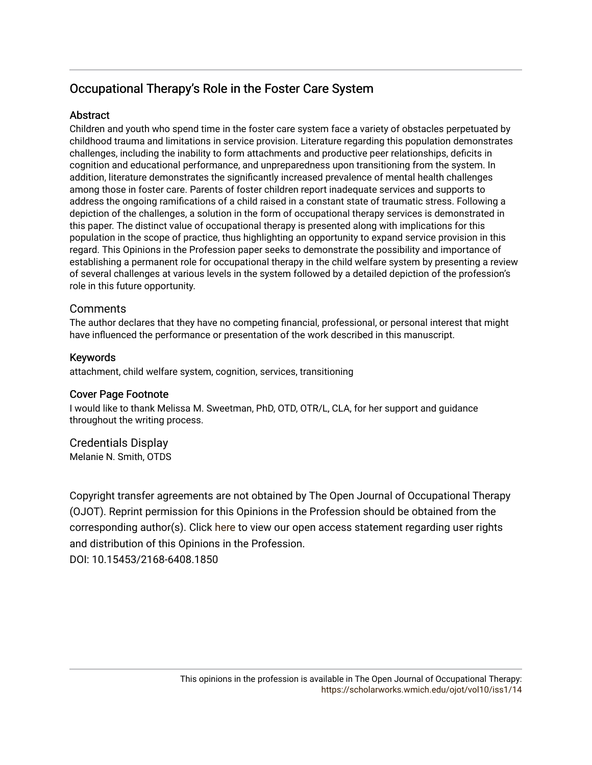# Occupational Therapy's Role in the Foster Care System

## Abstract

Children and youth who spend time in the foster care system face a variety of obstacles perpetuated by childhood trauma and limitations in service provision. Literature regarding this population demonstrates challenges, including the inability to form attachments and productive peer relationships, deficits in cognition and educational performance, and unpreparedness upon transitioning from the system. In addition, literature demonstrates the significantly increased prevalence of mental health challenges among those in foster care. Parents of foster children report inadequate services and supports to address the ongoing ramifications of a child raised in a constant state of traumatic stress. Following a depiction of the challenges, a solution in the form of occupational therapy services is demonstrated in this paper. The distinct value of occupational therapy is presented along with implications for this population in the scope of practice, thus highlighting an opportunity to expand service provision in this regard. This Opinions in the Profession paper seeks to demonstrate the possibility and importance of establishing a permanent role for occupational therapy in the child welfare system by presenting a review of several challenges at various levels in the system followed by a detailed depiction of the profession's role in this future opportunity.

## Comments

The author declares that they have no competing financial, professional, or personal interest that might have influenced the performance or presentation of the work described in this manuscript.

## Keywords

attachment, child welfare system, cognition, services, transitioning

## Cover Page Footnote

I would like to thank Melissa M. Sweetman, PhD, OTD, OTR/L, CLA, for her support and guidance throughout the writing process.

## Credentials Display

Melanie N. Smith, OTDS

Copyright transfer agreements are not obtained by The Open Journal of Occupational Therapy (OJOT). Reprint permission for this Opinions in the Profession should be obtained from the corresponding author(s). Click here to view our open access statement regarding user rights and distribution of this Opinions in the Profession.

DOI: 10.15453/2168-6408.1850

This opinions in the profession is available in The Open Journal of Occupational Therapy: https://scholarworks.wmich.edu/ojot/vol10/iss1/14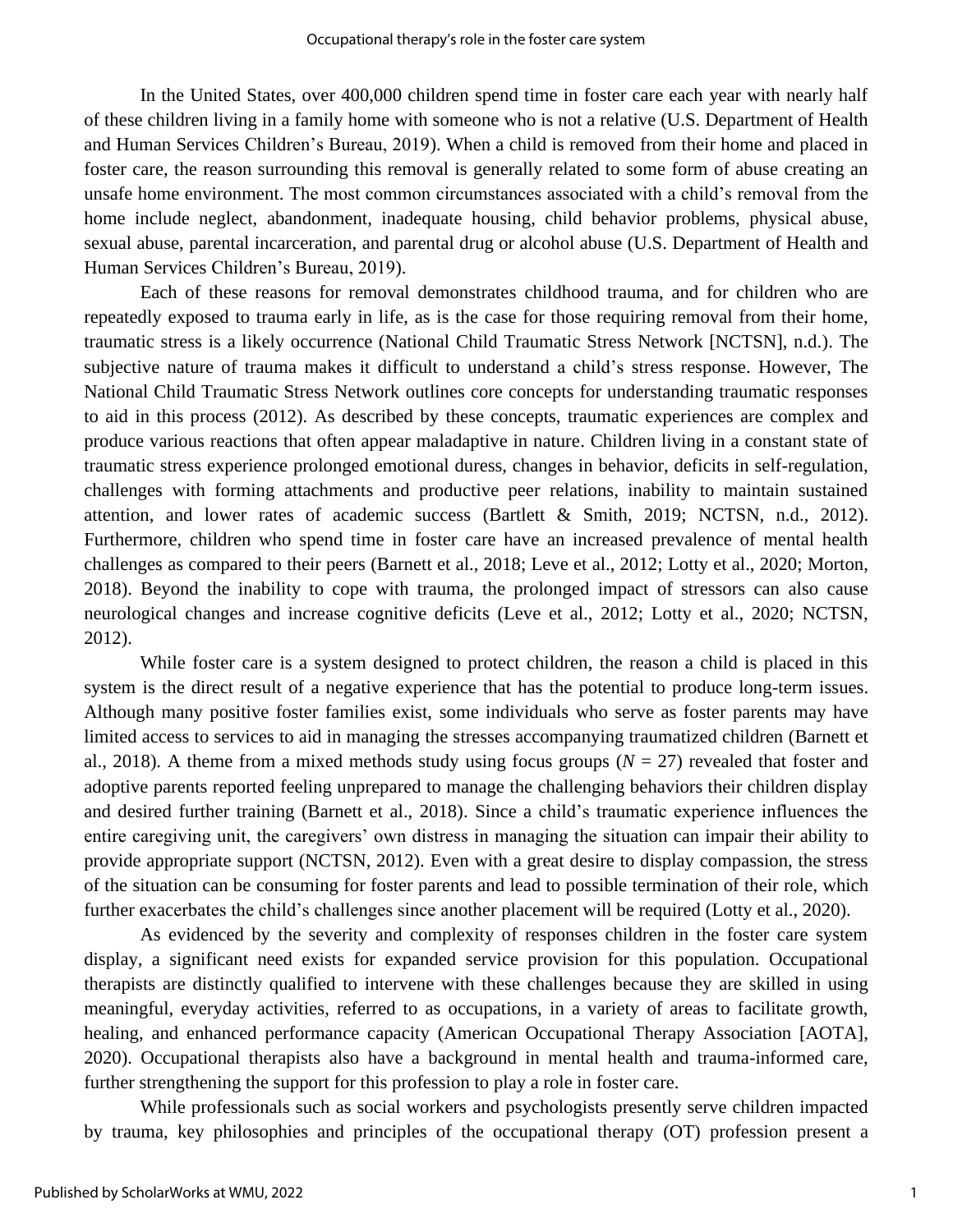In the United States, over 400,000 children spend time in foster care each year with nearly half of these children living in a family home with someone who is not a relative (U.S. Department of Health and Human Services Children's Bureau, 2019). When a child is removed from their home and placed in foster care, the reason surrounding this removal is generally related to some form of abuse creating an unsafe home environment. The most common circumstances associated with a child's removal from the home include neglect, abandonment, inadequate housing, child behavior problems, physical abuse, sexual abuse, parental incarceration, and parental drug or alcohol abuse (U.S. Department of Health and Human Services Children's Bureau, 2019).

Each of these reasons for removal demonstrates childhood trauma, and for children who are repeatedly exposed to trauma early in life, as is the case for those requiring removal from their home, traumatic stress is a likely occurrence (National Child Traumatic Stress Network [NCTSN], n.d.). The subjective nature of trauma makes it difficult to understand a child's stress response. However, The National Child Traumatic Stress Network outlines core concepts for understanding traumatic responses to aid in this process (2012). As described by these concepts, traumatic experiences are complex and produce various reactions that often appear maladaptive in nature. Children living in a constant state of traumatic stress experience prolonged emotional duress, changes in behavior, deficits in self-regulation, challenges with forming attachments and productive peer relations, inability to maintain sustained attention, and lower rates of academic success (Bartlett & Smith, 2019; NCTSN, n.d., 2012). Furthermore, children who spend time in foster care have an increased prevalence of mental health challenges as compared to their peers (Barnett et al., 2018; Leve et al., 2012; Lotty et al., 2020; Morton, 2018). Beyond the inability to cope with trauma, the prolonged impact of stressors can also cause neurological changes and increase cognitive deficits (Leve et al., 2012; Lotty et al., 2020; NCTSN, 2012).

While foster care is a system designed to protect children, the reason a child is placed in this system is the direct result of a negative experience that has the potential to produce long-term issues. Although many positive foster families exist, some individuals who serve as foster parents may have limited access to services to aid in managing the stresses accompanying traumatized children (Barnett et al., 2018). A theme from a mixed methods study using focus groups (*N* = 27) revealed that foster and adoptive parents reported feeling unprepared to manage the challenging behaviors their children display and desired further training (Barnett et al., 2018). Since a child's traumatic experience influences the entire caregiving unit, the caregivers' own distress in managing the situation can impair their ability to provide appropriate support (NCTSN, 2012). Even with a great desire to display compassion, the stress of the situation can be consuming for foster parents and lead to possible termination of their role, which further exacerbates the child's challenges since another placement will be required (Lotty et al., 2020).

As evidenced by the severity and complexity of responses children in the foster care system display, a significant need exists for expanded service provision for this population. Occupational therapists are distinctly qualified to intervene with these challenges because they are skilled in using meaningful, everyday activities, referred to as occupations, in a variety of areas to facilitate growth, healing, and enhanced performance capacity (American Occupational Therapy Association [AOTA], 2020). Occupational therapists also have a background in mental health and trauma-informed care, further strengthening the support for this profession to play a role in foster care.

While professionals such as social workers and psychologists presently serve children impacted by trauma, key philosophies and principles of the occupational therapy (OT) profession present a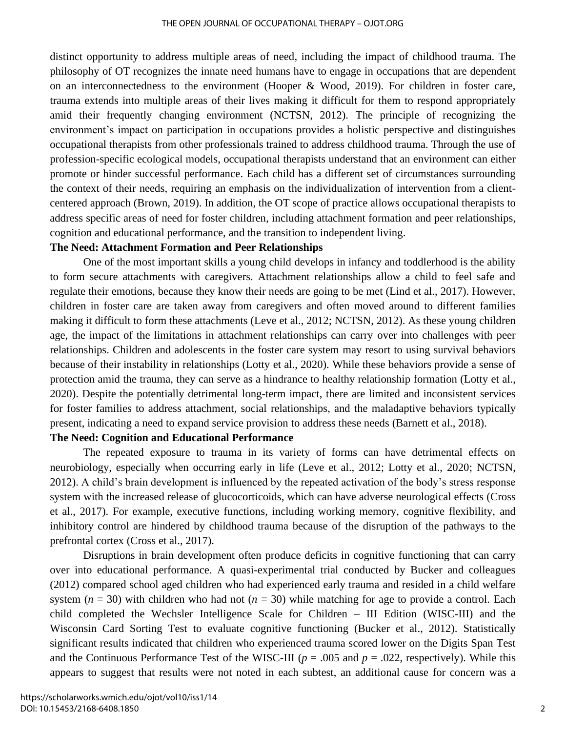distinct opportunity to address multiple areas of need, including the impact of childhood trauma. The philosophy of OT recognizes the innate need humans have to engage in occupations that are dependent on an interconnectedness to the environment (Hooper & Wood, 2019). For children in foster care, trauma extends into multiple areas of their lives making it difficult for them to respond appropriately amid their frequently changing environment (NCTSN, 2012). The principle of recognizing the environment's impact on participation in occupations provides a holistic perspective and distinguishes occupational therapists from other professionals trained to address childhood trauma. Through the use of profession-specific ecological models, occupational therapists understand that an environment can either promote or hinder successful performance. Each child has a different set of circumstances surrounding the context of their needs, requiring an emphasis on the individualization of intervention from a client-centered approach (Brown, 2019). In addition, the OT scope of practice allows occupational therapists to address specific areas of need for foster children, including attachment formation and peer relationships, cognition and educational performance, and the transition to independent living.

**The Need: Attachment Formation and Peer Relationships**

One of the most important skills a young child develops in infancy and toddlerhood is the ability to form secure attachments with caregivers. Attachment relationships allow a child to feel safe and regulate their emotions, because they know their needs are going to be met (Lind et al., 2017). However, children in foster care are taken away from caregivers and often moved around to different families making it difficult to form these attachments (Leve et al., 2012; NCTSN, 2012). As these young children age, the impact of the limitations in attachment relationships can carry over into challenges with peer relationships. Children and adolescents in the foster care system may resort to using survival behaviors because of their instability in relationships (Lotty et al., 2020). While these behaviors provide a sense of protection amid the trauma, they can serve as a hindrance to healthy relationship formation (Lotty et al., 2020). Despite the potentially detrimental long-term impact, there are limited and inconsistent services for foster families to address attachment, social relationships, and the maladaptive behaviors typically present, indicating a need to expand service provision to address these needs (Barnett et al., 2018).

**The Need: Cognition and Educational Performance**

The repeated exposure to trauma in its variety of forms can have detrimental effects on neurobiology, especially when occurring early in life (Leve et al., 2012; Lotty et al., 2020; NCTSN, 2012). A child's brain development is influenced by the repeated activation of the body's stress response system with the increased release of glucocorticoids, which can have adverse neurological effects (Cross et al., 2017). For example, executive functions, including working memory, cognitive flexibility, and inhibitory control are hindered by childhood trauma because of the disruption of the pathways to the prefrontal cortex (Cross et al., 2017).

Disruptions in brain development often produce deficits in cognitive functioning that can carry over into educational performance. A quasi-experimental trial conducted by Bucker and colleagues (2012) compared school aged children who had experienced early trauma and resided in a child welfare system ($n$ = 30) with children who had not ($n$ = 30) while matching for age to provide a control. Each child completed the Wechsler Intelligence Scale for Children – III Edition (WISC-III) and the Wisconsin Card Sorting Test to evaluate cognitive functioning (Bucker et al., 2012). Statistically significant results indicated that children who experienced trauma scored lower on the Digits Span Test and the Continuous Performance Test of the WISC-III ($p$ = .005 and $p$ = .022, respectively). While this appears to suggest that results were not noted in each subtest, an additional cause for concern was a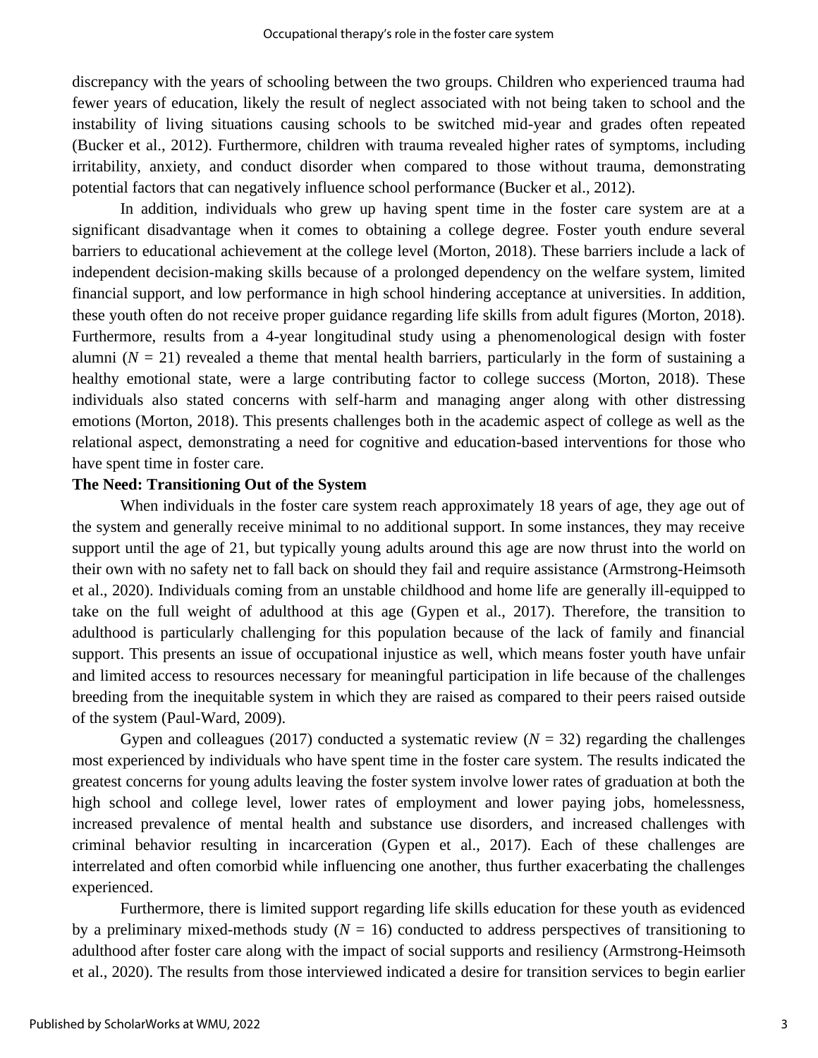discrepancy with the years of schooling between the two groups. Children who experienced trauma had fewer years of education, likely the result of neglect associated with not being taken to school and the instability of living situations causing schools to be switched mid-year and grades often repeated (Bucker et al., 2012). Furthermore, children with trauma revealed higher rates of symptoms, including irritability, anxiety, and conduct disorder when compared to those without trauma, demonstrating potential factors that can negatively influence school performance (Bucker et al., 2012).

In addition, individuals who grew up having spent time in the foster care system are at a significant disadvantage when it comes to obtaining a college degree. Foster youth endure several barriers to educational achievement at the college level (Morton, 2018). These barriers include a lack of independent decision-making skills because of a prolonged dependency on the welfare system, limited financial support, and low performance in high school hindering acceptance at universities. In addition, these youth often do not receive proper guidance regarding life skills from adult figures (Morton, 2018). Furthermore, results from a 4-year longitudinal study using a phenomenological design with foster alumni ($N$ = 21) revealed a theme that mental health barriers, particularly in the form of sustaining a healthy emotional state, were a large contributing factor to college success (Morton, 2018). These individuals also stated concerns with self-harm and managing anger along with other distressing emotions (Morton, 2018). This presents challenges both in the academic aspect of college as well as the relational aspect, demonstrating a need for cognitive and education-based interventions for those who have spent time in foster care.

**The Need: Transitioning Out of the System**

When individuals in the foster care system reach approximately 18 years of age, they age out of the system and generally receive minimal to no additional support. In some instances, they may receive support until the age of 21, but typically young adults around this age are now thrust into the world on their own with no safety net to fall back on should they fail and require assistance (Armstrong-Heimsoth et al., 2020). Individuals coming from an unstable childhood and home life are generally ill-equipped to take on the full weight of adulthood at this age (Gypen et al., 2017). Therefore, the transition to adulthood is particularly challenging for this population because of the lack of family and financial support. This presents an issue of occupational injustice as well, which means foster youth have unfair and limited access to resources necessary for meaningful participation in life because of the challenges breeding from the inequitable system in which they are raised as compared to their peers raised outside of the system (Paul-Ward, 2009).

Gypen and colleagues (2017) conducted a systematic review ($N$ = 32) regarding the challenges most experienced by individuals who have spent time in the foster care system. The results indicated the greatest concerns for young adults leaving the foster system involve lower rates of graduation at both the high school and college level, lower rates of employment and lower paying jobs, homelessness, increased prevalence of mental health and substance use disorders, and increased challenges with criminal behavior resulting in incarceration (Gypen et al., 2017). Each of these challenges are interrelated and often comorbid while influencing one another, thus further exacerbating the challenges experienced.

Furthermore, there is limited support regarding life skills education for these youth as evidenced by a preliminary mixed-methods study ($N$ = 16) conducted to address perspectives of transitioning to adulthood after foster care along with the impact of social supports and resiliency (Armstrong-Heimsoth et al., 2020). The results from those interviewed indicated a desire for transition services to begin earlier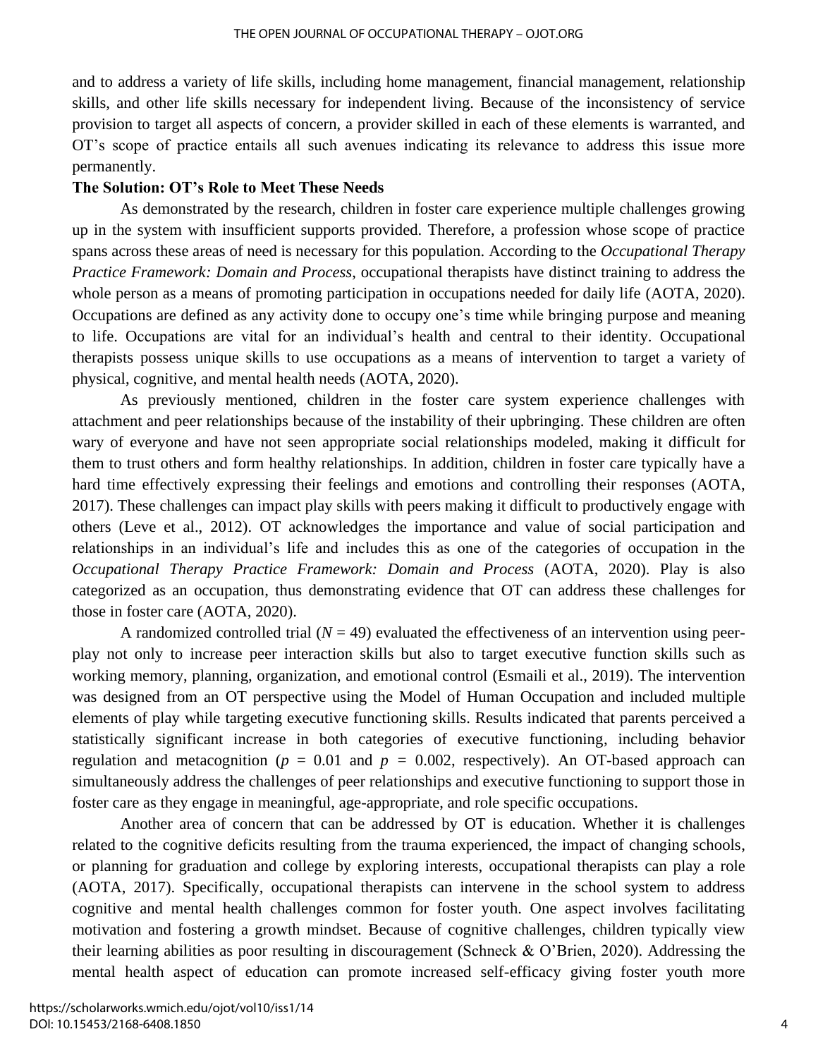and to address a variety of life skills, including home management, financial management, relationship skills, and other life skills necessary for independent living. Because of the inconsistency of service provision to target all aspects of concern, a provider skilled in each of these elements is warranted, and OT's scope of practice entails all such avenues indicating its relevance to address this issue more permanently.

**The Solution: OT's Role to Meet These Needs**

As demonstrated by the research, children in foster care experience multiple challenges growing up in the system with insufficient supports provided. Therefore, a profession whose scope of practice spans across these areas of need is necessary for this population. According to the *Occupational Therapy Practice Framework: Domain and Process*, occupational therapists have distinct training to address the whole person as a means of promoting participation in occupations needed for daily life (AOTA, 2020). Occupations are defined as any activity done to occupy one's time while bringing purpose and meaning to life. Occupations are vital for an individual's health and central to their identity. Occupational therapists possess unique skills to use occupations as a means of intervention to target a variety of physical, cognitive, and mental health needs (AOTA, 2020).

As previously mentioned, children in the foster care system experience challenges with attachment and peer relationships because of the instability of their upbringing. These children are often wary of everyone and have not seen appropriate social relationships modeled, making it difficult for them to trust others and form healthy relationships. In addition, children in foster care typically have a hard time effectively expressing their feelings and emotions and controlling their responses (AOTA, 2017). These challenges can impact play skills with peers making it difficult to productively engage with others (Leve et al., 2012). OT acknowledges the importance and value of social participation and relationships in an individual's life and includes this as one of the categories of occupation in the *Occupational Therapy Practice Framework: Domain and Process* (AOTA, 2020). Play is also categorized as an occupation, thus demonstrating evidence that OT can address these challenges for those in foster care (AOTA, 2020).

A randomized controlled trial ($N = 49$) evaluated the effectiveness of an intervention using peer-play not only to increase peer interaction skills but also to target executive function skills such as working memory, planning, organization, and emotional control (Esmaili et al., 2019). The intervention was designed from an OT perspective using the Model of Human Occupation and included multiple elements of play while targeting executive functioning skills. Results indicated that parents perceived a statistically significant increase in both categories of executive functioning, including behavior regulation and metacognition ($p = 0.01$ and $p = 0.002$, respectively). An OT-based approach can simultaneously address the challenges of peer relationships and executive functioning to support those in foster care as they engage in meaningful, age-appropriate, and role specific occupations.

Another area of concern that can be addressed by OT is education. Whether it is challenges related to the cognitive deficits resulting from the trauma experienced, the impact of changing schools, or planning for graduation and college by exploring interests, occupational therapists can play a role (AOTA, 2017). Specifically, occupational therapists can intervene in the school system to address cognitive and mental health challenges common for foster youth. One aspect involves facilitating motivation and fostering a growth mindset. Because of cognitive challenges, children typically view their learning abilities as poor resulting in discouragement (Schneck & O'Brien, 2020). Addressing the mental health aspect of education can promote increased self-efficacy giving foster youth more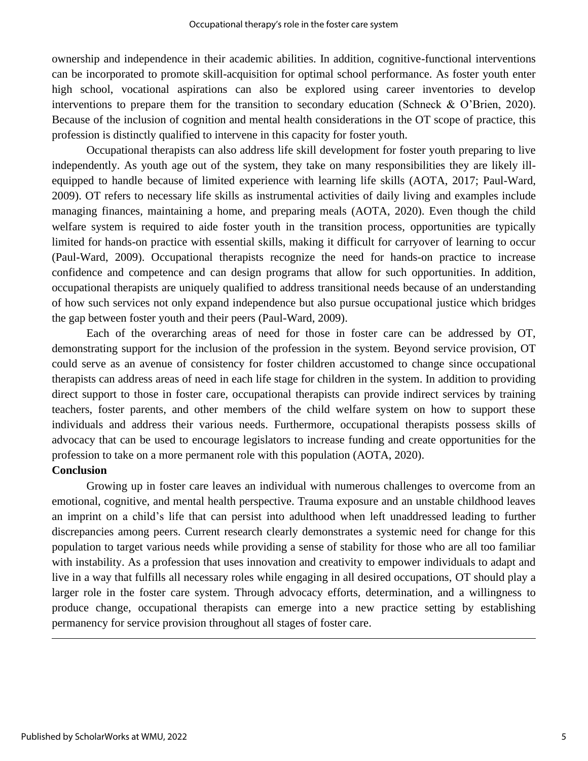ownership and independence in their academic abilities. In addition, cognitive-functional interventions can be incorporated to promote skill-acquisition for optimal school performance. As foster youth enter high school, vocational aspirations can also be explored using career inventories to develop interventions to prepare them for the transition to secondary education (Schneck & O'Brien, 2020). Because of the inclusion of cognition and mental health considerations in the OT scope of practice, this profession is distinctly qualified to intervene in this capacity for foster youth.

Occupational therapists can also address life skill development for foster youth preparing to live independently. As youth age out of the system, they take on many responsibilities they are likely ill-equipped to handle because of limited experience with learning life skills (AOTA, 2017; Paul-Ward, 2009). OT refers to necessary life skills as instrumental activities of daily living and examples include managing finances, maintaining a home, and preparing meals (AOTA, 2020). Even though the child welfare system is required to aide foster youth in the transition process, opportunities are typically limited for hands-on practice with essential skills, making it difficult for carryover of learning to occur (Paul-Ward, 2009). Occupational therapists recognize the need for hands-on practice to increase confidence and competence and can design programs that allow for such opportunities. In addition, occupational therapists are uniquely qualified to address transitional needs because of an understanding of how such services not only expand independence but also pursue occupational justice which bridges the gap between foster youth and their peers (Paul-Ward, 2009).

Each of the overarching areas of need for those in foster care can be addressed by OT, demonstrating support for the inclusion of the profession in the system. Beyond service provision, OT could serve as an avenue of consistency for foster children accustomed to change since occupational therapists can address areas of need in each life stage for children in the system. In addition to providing direct support to those in foster care, occupational therapists can provide indirect services by training teachers, foster parents, and other members of the child welfare system on how to support these individuals and address their various needs. Furthermore, occupational therapists possess skills of advocacy that can be used to encourage legislators to increase funding and create opportunities for the profession to take on a more permanent role with this population (AOTA, 2020).

**Conclusion**

Growing up in foster care leaves an individual with numerous challenges to overcome from an emotional, cognitive, and mental health perspective. Trauma exposure and an unstable childhood leaves an imprint on a child's life that can persist into adulthood when left unaddressed leading to further discrepancies among peers. Current research clearly demonstrates a systemic need for change for this population to target various needs while providing a sense of stability for those who are all too familiar with instability. As a profession that uses innovation and creativity to empower individuals to adapt and live in a way that fulfills all necessary roles while engaging in all desired occupations, OT should play a larger role in the foster care system. Through advocacy efforts, determination, and a willingness to produce change, occupational therapists can emerge into a new practice setting by establishing permanency for service provision throughout all stages of foster care.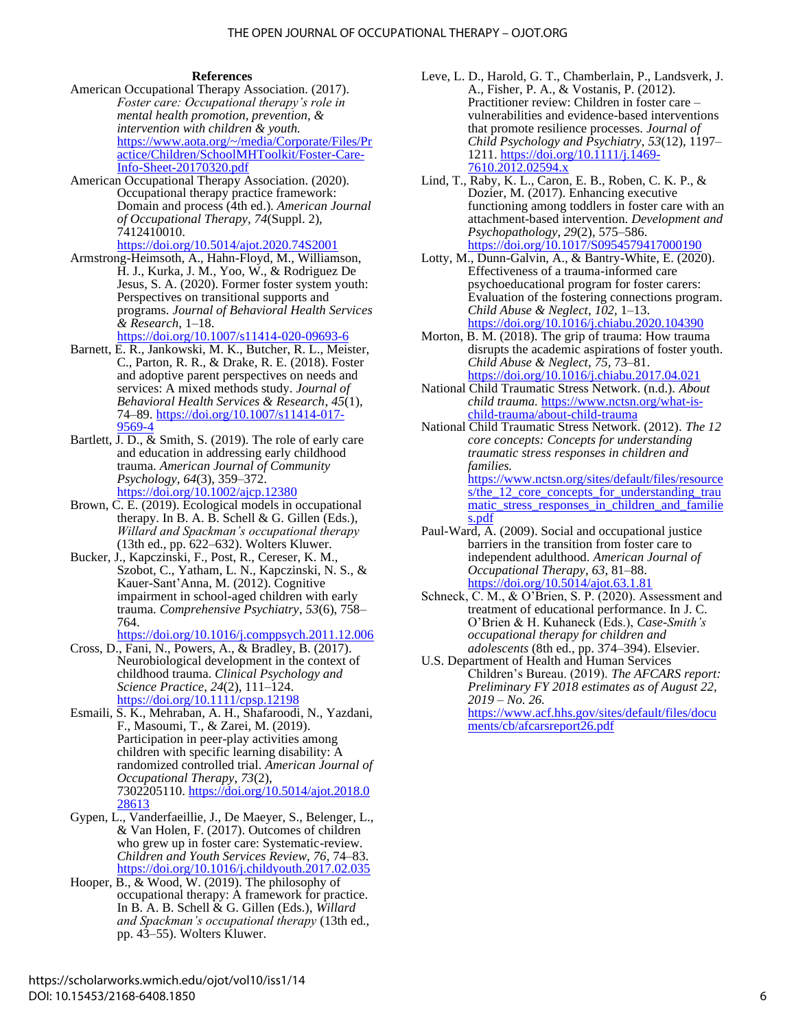### References

American Occupational Therapy Association. (2017). *Foster care: Occupational therapy's role in mental health promotion, prevention, & intervention with children & youth.* https://www.aota.org/~/media/Corporate/Files/Practice/Children/SchoolMHToolkit/Foster-Care-Info-Sheet-20170320.pdf

American Occupational Therapy Association. (2020). Occupational therapy practice framework: Domain and process (4th ed.). *American Journal of Occupational Therapy*, *74*(Suppl. 2), 7412410010. https://doi.org/10.5014/ajot.2020.74S2001

Armstrong-Heimsoth, A., Hahn-Floyd, M., Williamson, H. J., Kurka, J. M., Yoo, W., & Rodriguez De Jesus, S. A. (2020). Former foster system youth: Perspectives on transitional supports and programs. *Journal of Behavioral Health Services & Research*, 1–18. https://doi.org/10.1007/s11414-020-09693-6

Barnett, E. R., Jankowski, M. K., Butcher, R. L., Meister, C., Parton, R. R., & Drake, R. E. (2018). Foster and adoptive parent perspectives on needs and services: A mixed methods study. *Journal of Behavioral Health Services & Research*, *45*(1), 74–89. https://doi.org/10.1007/s11414-017-9569-4

Bartlett, J. D., & Smith, S. (2019). The role of early care and education in addressing early childhood trauma. *American Journal of Community Psychology*, *64*(3), 359–372. https://doi.org/10.1002/ajcp.12380

Brown, C. E. (2019). Ecological models in occupational therapy. In B. A. B. Schell & G. Gillen (Eds.), *Willard and Spackman's occupational therapy* (13th ed., pp. 622–632). Wolters Kluwer.

Bucker, J., Kapczinski, F., Post, R., Cereser, K. M., Szobot, C., Yatham, L. N., Kapczinski, N. S., & Kauer-Sant'Anna, M. (2012). Cognitive impairment in school-aged children with early trauma. *Comprehensive Psychiatry*, *53*(6), 758–764. https://doi.org/10.1016/j.comppsych.2011.12.006

Cross, D., Fani, N., Powers, A., & Bradley, B. (2017). Neurobiological development in the context of childhood trauma. *Clinical Psychology and Science Practice*, *24*(2), 111–124. https://doi.org/10.1111/cpsp.12198

Esmaili, S. K., Mehraban, A. H., Shafaroodi, N., Yazdani, F., Masoumi, T., & Zarei, M. (2019). Participation in peer-play activities among children with specific learning disability: A randomized controlled trial. *American Journal of Occupational Therapy*, *73*(2), 7302205110. https://doi.org/10.5014/ajot.2018.028613

Gypen, L., Vanderfaeillie, J., De Maeyer, S., Belenger, L., & Van Holen, F. (2017). Outcomes of children who grew up in foster care: Systematic-review. *Children and Youth Services Review*, *76*, 74–83. https://doi.org/10.1016/j.childyouth.2017.02.035

Hooper, B., & Wood, W. (2019). The philosophy of occupational therapy: A framework for practice. In B. A. B. Schell & G. Gillen (Eds.), *Willard and Spackman's occupational therapy* (13th ed., pp. 43–55). Wolters Kluwer.

Leve, L. D., Harold, G. T., Chamberlain, P., Landsverk, J. A., Fisher, P. A., & Vostanis, P. (2012). Practitioner review: Children in foster care – vulnerabilities and evidence-based interventions that promote resilience processes. *Journal of Child Psychology and Psychiatry*, *53*(12), 1197–1211. https://doi.org/10.1111/j.1469-7610.2012.02594.x

Lind, T., Raby, K. L., Caron, E. B., Roben, C. K. P., & Dozier, M. (2017). Enhancing executive functioning among toddlers in foster care with an attachment-based intervention. *Development and Psychopathology*, *29*(2), 575–586. https://doi.org/10.1017/S0954579417000190

Lotty, M., Dunn-Galvin, A., & Bantry-White, E. (2020). Effectiveness of a trauma-informed care psychoeducational program for foster carers: Evaluation of the fostering connections program. *Child Abuse & Neglect*, *102*, 1–13. https://doi.org/10.1016/j.chiabu.2020.104390

Morton, B. M. (2018). The grip of trauma: How trauma disrupts the academic aspirations of foster youth. *Child Abuse & Neglect*, *75*, 73–81. https://doi.org/10.1016/j.chiabu.2017.04.021

National Child Traumatic Stress Network. (n.d.). *About child trauma.* https://www.nctsn.org/what-is-child-trauma/about-child-trauma

National Child Traumatic Stress Network. (2012). *The 12 core concepts: Concepts for understanding traumatic stress responses in children and families.* https://www.nctsn.org/sites/default/files/resources/the_12_core_concepts_for_understanding_traumatic_stress_responses_in_children_and_families.pdf

Paul-Ward, A. (2009). Social and occupational justice barriers in the transition from foster care to independent adulthood. *American Journal of Occupational Therapy*, *63*, 81–88. https://doi.org/10.5014/ajot.63.1.81

Schneck, C. M., & O'Brien, S. P. (2020). Assessment and treatment of educational performance. In J. C. O'Brien & H. Kuhaneck (Eds.), *Case-Smith's occupational therapy for children and adolescents* (8th ed., pp. 374–394). Elsevier.

U.S. Department of Health and Human Services Children's Bureau. (2019). *The AFCARS report: Preliminary FY 2018 estimates as of August 22, 2019 – No. 26.* https://www.acf.hhs.gov/sites/default/files/documents/cb/afcarsreport26.pdf